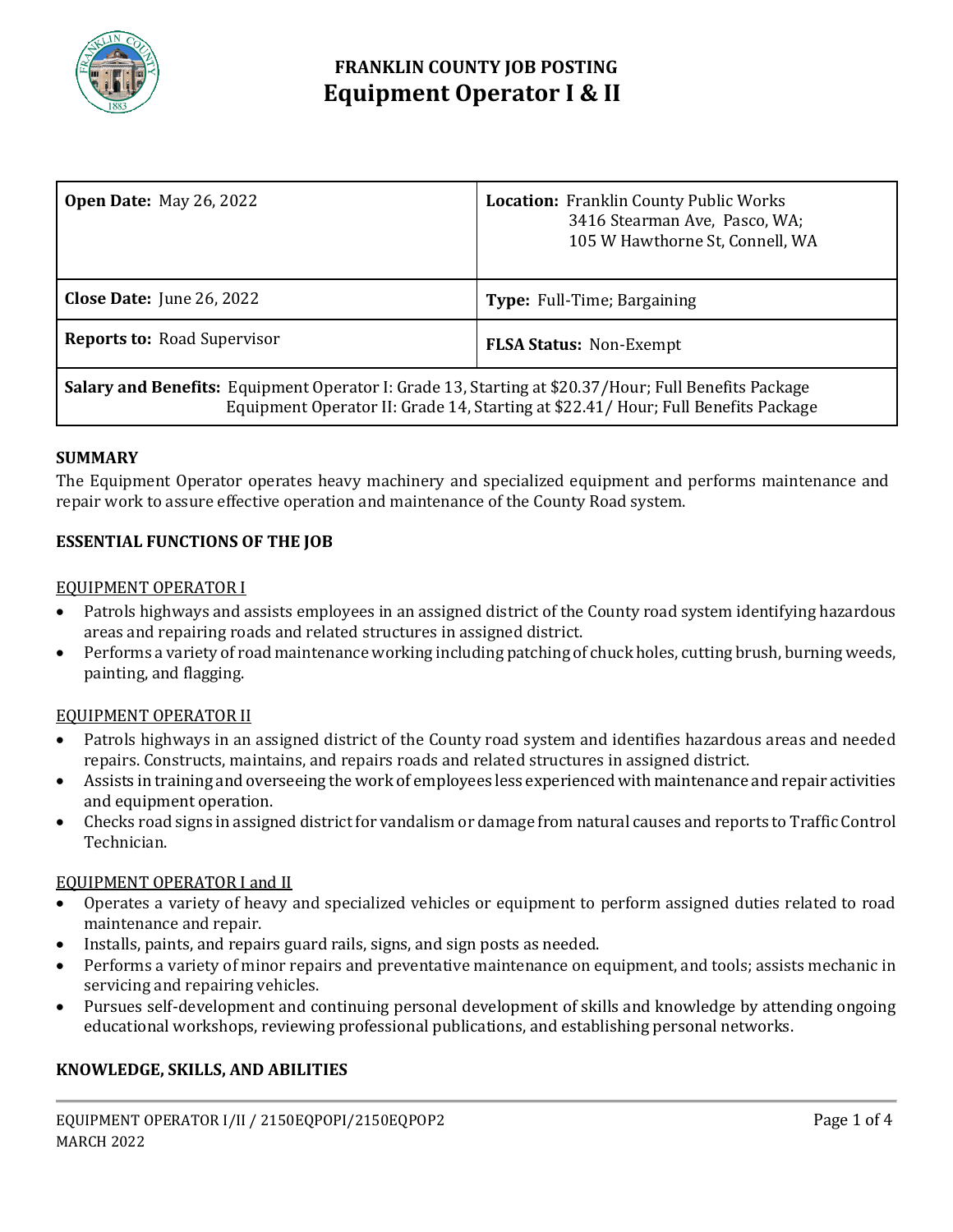# FRANKLIN COUNTY JOB POSTING
# Equipment Operator I & II

| **Open Date:** May 26, 2022 | **Location:** Franklin County Public Works<br>3416 Stearman Ave, Pasco, WA;<br>105 W Hawthorne St, Connell, WA |
|---|---|
| **Close Date:** June 26, 2022 | **Type:** Full-Time; Bargaining |
| **Reports to:** Road Supervisor | **FLSA Status:** Non-Exempt |
| **Salary and Benefits:** Equipment Operator I: Grade 13, Starting at $20.37/Hour; Full Benefits Package<br>Equipment Operator II: Grade 14, Starting at $22.41/ Hour; Full Benefits Package | |

## SUMMARY

The Equipment Operator operates heavy machinery and specialized equipment and performs maintenance and repair work to assure effective operation and maintenance of the County Road system.

## ESSENTIAL FUNCTIONS OF THE JOB

### EQUIPMENT OPERATOR I

- Patrols highways and assists employees in an assigned district of the County road system identifying hazardous areas and repairing roads and related structures in assigned district.
- Performs a variety of road maintenance working including patching of chuck holes, cutting brush, burning weeds, painting, and flagging.

### EQUIPMENT OPERATOR II

- Patrols highways in an assigned district of the County road system and identifies hazardous areas and needed repairs. Constructs, maintains, and repairs roads and related structures in assigned district.
- Assists in training and overseeing the work of employees less experienced with maintenance and repair activities and equipment operation.
- Checks road signs in assigned district for vandalism or damage from natural causes and reports to Traffic Control Technician.

### EQUIPMENT OPERATOR I and II

- Operates a variety of heavy and specialized vehicles or equipment to perform assigned duties related to road maintenance and repair.
- Installs, paints, and repairs guard rails, signs, and sign posts as needed.
- Performs a variety of minor repairs and preventative maintenance on equipment, and tools; assists mechanic in servicing and repairing vehicles.
- Pursues self-development and continuing personal development of skills and knowledge by attending ongoing educational workshops, reviewing professional publications, and establishing personal networks.

## KNOWLEDGE, SKILLS, AND ABILITIES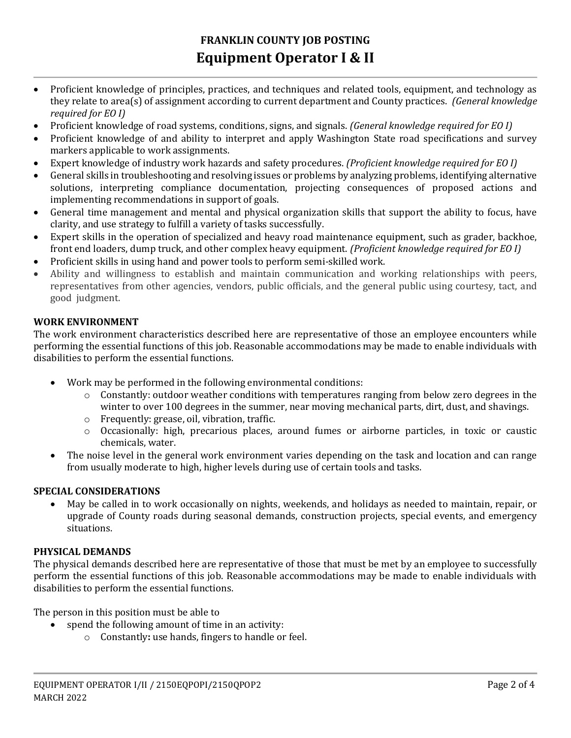- Proficient knowledge of principles, practices, and techniques and related tools, equipment, and technology as they relate to area(s) of assignment according to current department and County practices. *(General knowledge required for EO I)*
- Proficient knowledge of road systems, conditions, signs, and signals. *(General knowledge required for EO I)*
- Proficient knowledge of and ability to interpret and apply Washington State road specifications and survey markers applicable to work assignments.
- Expert knowledge of industry work hazards and safety procedures. *(Proficient knowledge required for EO I)*
- General skills in troubleshooting and resolving issues or problems by analyzing problems, identifying alternative solutions, interpreting compliance documentation, projecting consequences of proposed actions and implementing recommendations in support of goals.
- General time management and mental and physical organization skills that support the ability to focus, have clarity, and use strategy to fulfill a variety of tasks successfully.
- Expert skills in the operation of specialized and heavy road maintenance equipment, such as grader, backhoe, front end loaders, dump truck, and other complex heavy equipment. *(Proficient knowledge required for EO I)*
- Proficient skills in using hand and power tools to perform semi-skilled work.
- Ability and willingness to establish and maintain communication and working relationships with peers, representatives from other agencies, vendors, public officials, and the general public using courtesy, tact, and good judgment.

**WORK ENVIRONMENT**

The work environment characteristics described here are representative of those an employee encounters while performing the essential functions of this job. Reasonable accommodations may be made to enable individuals with disabilities to perform the essential functions.

- Work may be performed in the following environmental conditions:
  - Constantly: outdoor weather conditions with temperatures ranging from below zero degrees in the winter to over 100 degrees in the summer, near moving mechanical parts, dirt, dust, and shavings.
  - Frequently: grease, oil, vibration, traffic.
  - Occasionally: high, precarious places, around fumes or airborne particles, in toxic or caustic chemicals, water.
- The noise level in the general work environment varies depending on the task and location and can range from usually moderate to high, higher levels during use of certain tools and tasks.

**SPECIAL CONSIDERATIONS**

- May be called in to work occasionally on nights, weekends, and holidays as needed to maintain, repair, or upgrade of County roads during seasonal demands, construction projects, special events, and emergency situations.

**PHYSICAL DEMANDS**

The physical demands described here are representative of those that must be met by an employee to successfully perform the essential functions of this job. Reasonable accommodations may be made to enable individuals with disabilities to perform the essential functions.

The person in this position must be able to

- spend the following amount of time in an activity:
  - Constantly**:** use hands, fingers to handle or feel.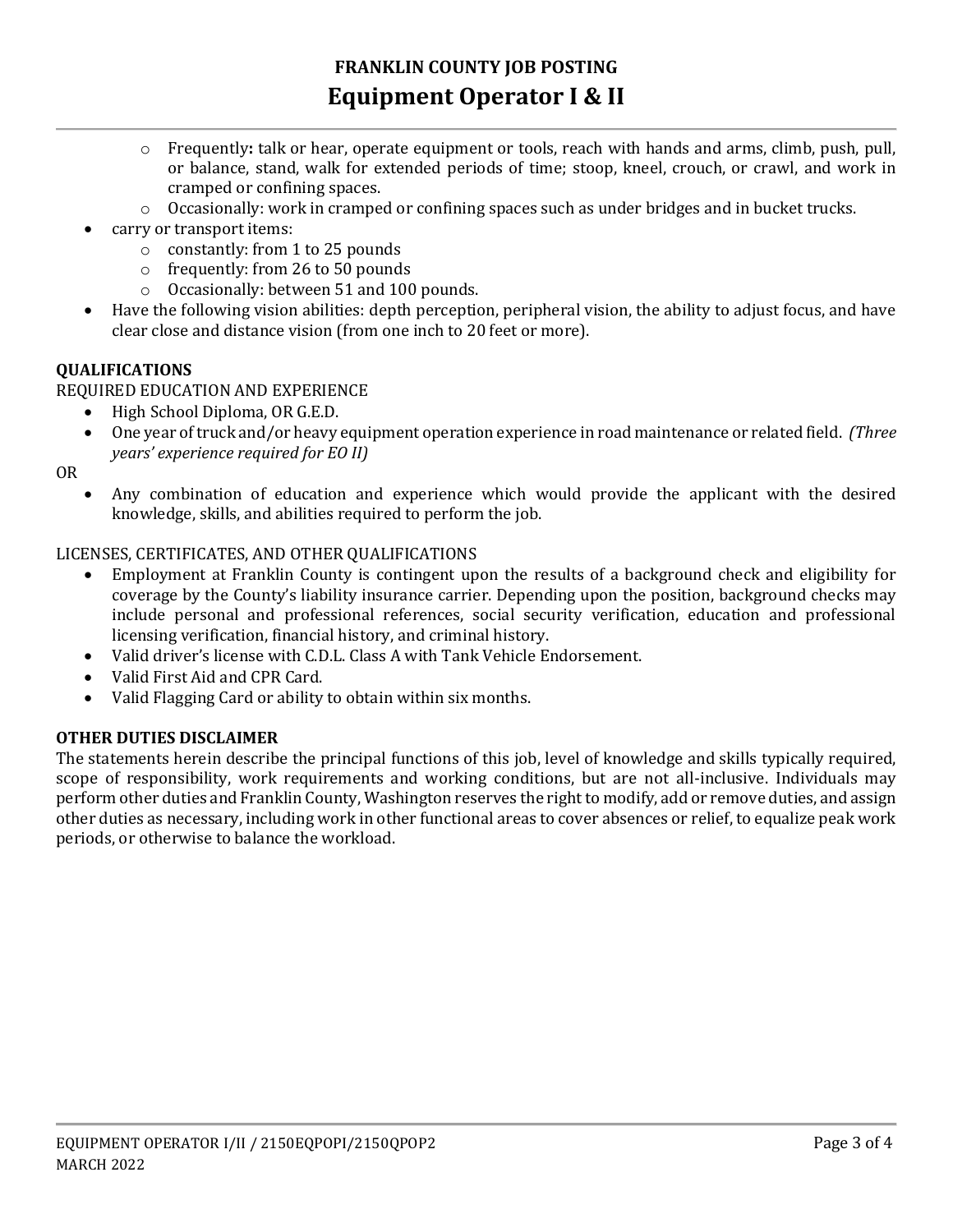- Frequently: talk or hear, operate equipment or tools, reach with hands and arms, climb, push, pull, or balance, stand, walk for extended periods of time; stoop, kneel, crouch, or crawl, and work in cramped or confining spaces.
- Occasionally: work in cramped or confining spaces such as under bridges and in bucket trucks.

- carry or transport items:
  - constantly: from 1 to 25 pounds
  - frequently: from 26 to 50 pounds
  - Occasionally: between 51 and 100 pounds.
- Have the following vision abilities: depth perception, peripheral vision, the ability to adjust focus, and have clear close and distance vision (from one inch to 20 feet or more).

**QUALIFICATIONS**

REQUIRED EDUCATION AND EXPERIENCE

- High School Diploma, OR G.E.D.
- One year of truck and/or heavy equipment operation experience in road maintenance or related field. *(Three years' experience required for EO II)*

OR

- Any combination of education and experience which would provide the applicant with the desired knowledge, skills, and abilities required to perform the job.

LICENSES, CERTIFICATES, AND OTHER QUALIFICATIONS

- Employment at Franklin County is contingent upon the results of a background check and eligibility for coverage by the County's liability insurance carrier. Depending upon the position, background checks may include personal and professional references, social security verification, education and professional licensing verification, financial history, and criminal history.
- Valid driver's license with C.D.L. Class A with Tank Vehicle Endorsement.
- Valid First Aid and CPR Card.
- Valid Flagging Card or ability to obtain within six months.

**OTHER DUTIES DISCLAIMER**

The statements herein describe the principal functions of this job, level of knowledge and skills typically required, scope of responsibility, work requirements and working conditions, but are not all-inclusive. Individuals may perform other duties and Franklin County, Washington reserves the right to modify, add or remove duties, and assign other duties as necessary, including work in other functional areas to cover absences or relief, to equalize peak work periods, or otherwise to balance the workload.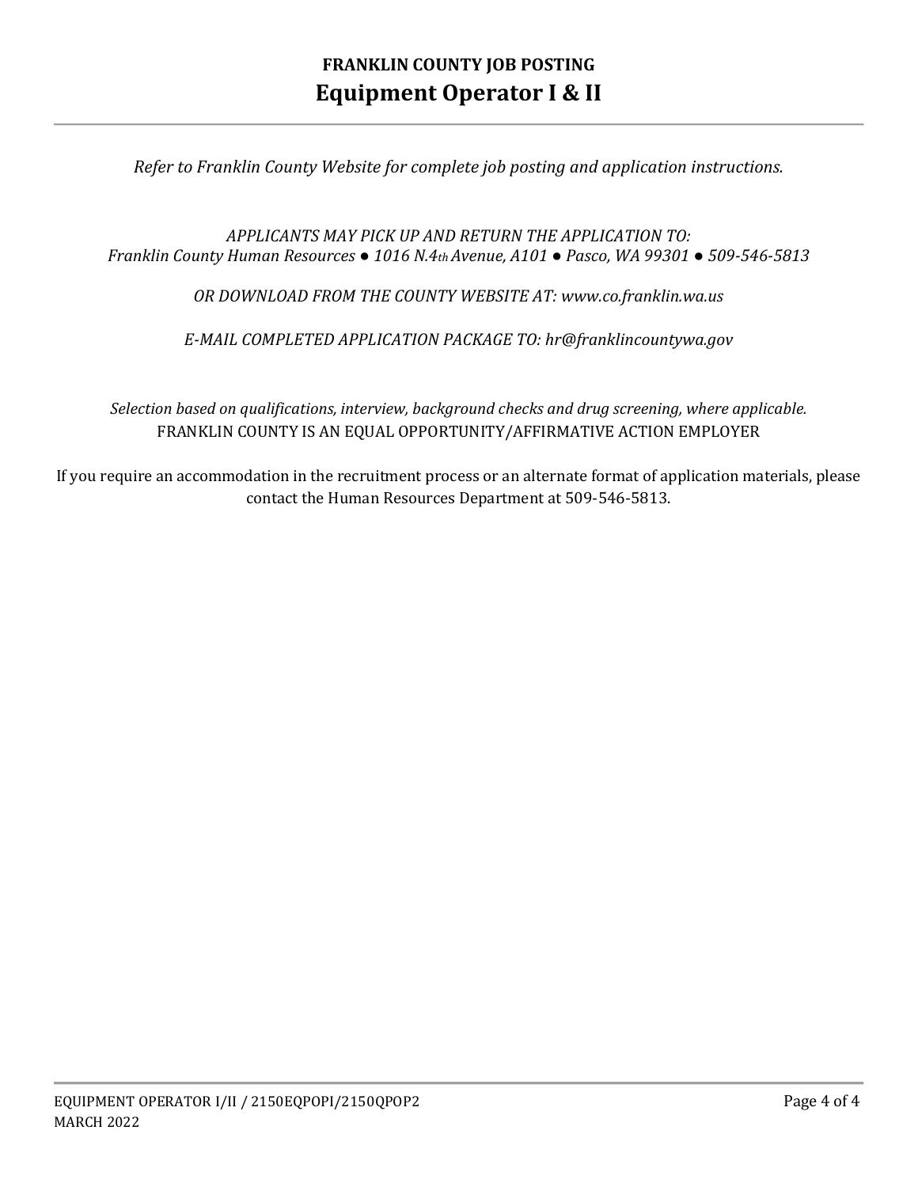*Refer to Franklin County Website for complete job posting and application instructions.*

*APPLICANTS MAY PICK UP AND RETURN THE APPLICATION TO:*
*Franklin County Human Resources ● 1016 N.4th Avenue, A101 ● Pasco, WA 99301 ● 509-546-5813*

*OR DOWNLOAD FROM THE COUNTY WEBSITE AT: www.co.franklin.wa.us*

*E-MAIL COMPLETED APPLICATION PACKAGE TO: hr@franklincountywa.gov*

*Selection based on qualifications, interview, background checks and drug screening, where applicable.*
FRANKLIN COUNTY IS AN EQUAL OPPORTUNITY/AFFIRMATIVE ACTION EMPLOYER

If you require an accommodation in the recruitment process or an alternate format of application materials, please contact the Human Resources Department at 509-546-5813.